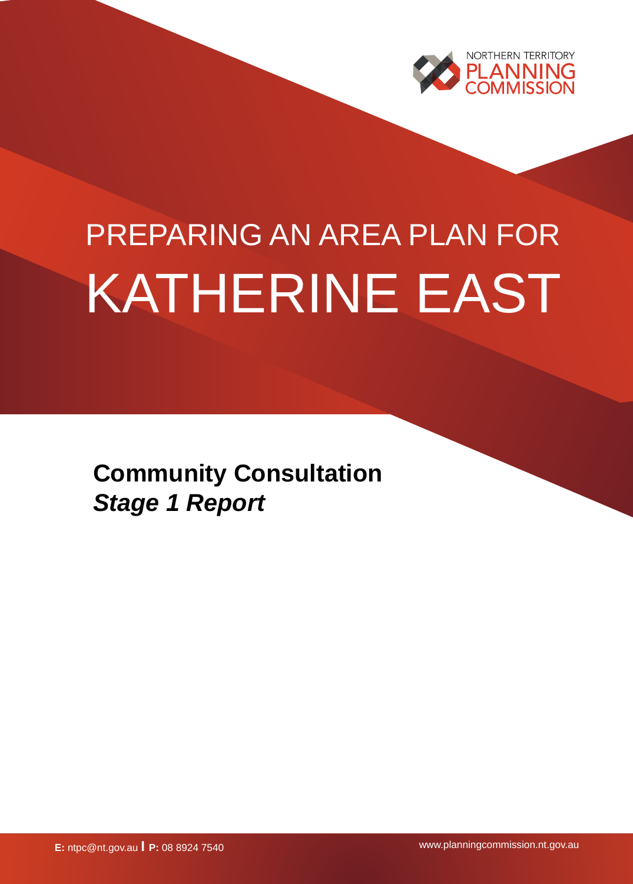NORTHERN TERRITORY
PLANNING
COMMISSION

# PREPARING AN AREA PLAN FOR KATHERINE EAST

## Community Consultation
## *Stage 1 Report*

**E:** ntpc@nt.gov.au | **P:** 08 8924 7540

www.planningcommission.nt.gov.au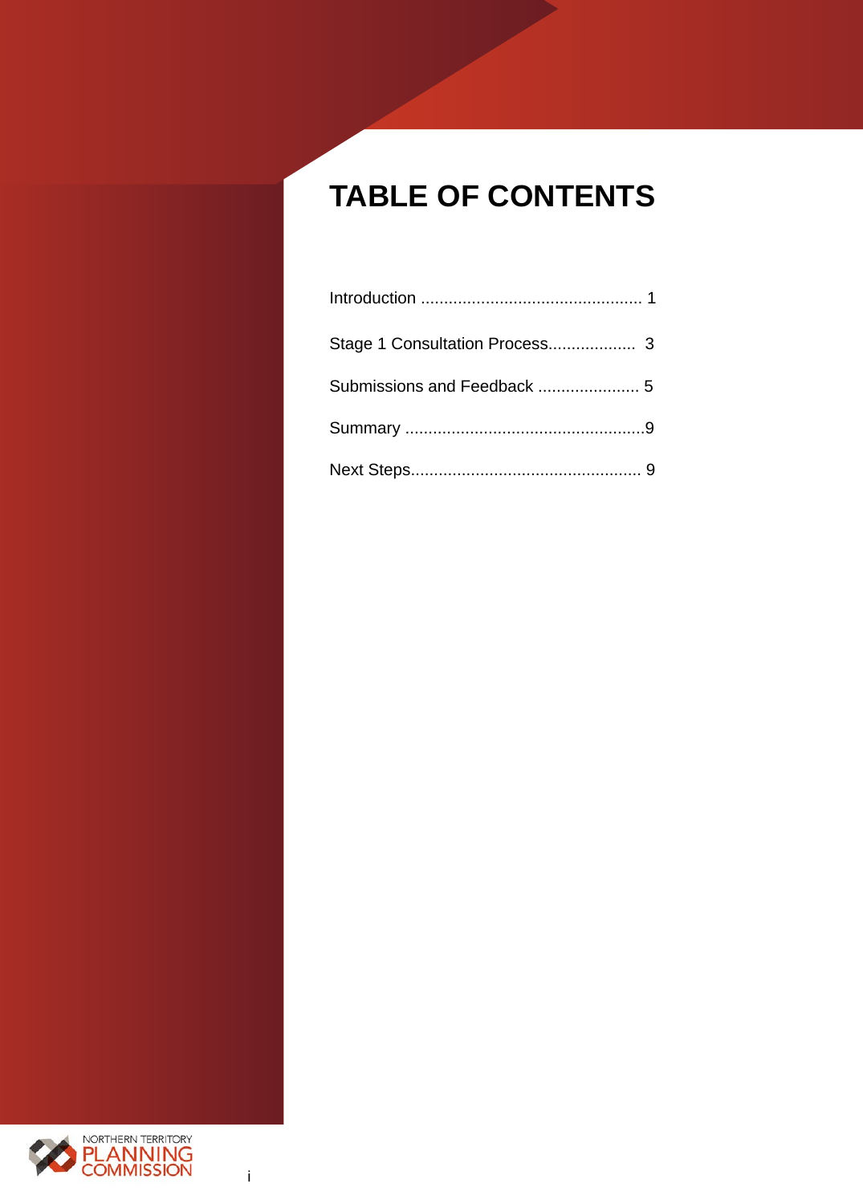# TABLE OF CONTENTS

Introduction ................................................ 1

Stage 1 Consultation Process................... 3

Submissions and Feedback ...................... 5

Summary ....................................................9

Next Steps.................................................. 9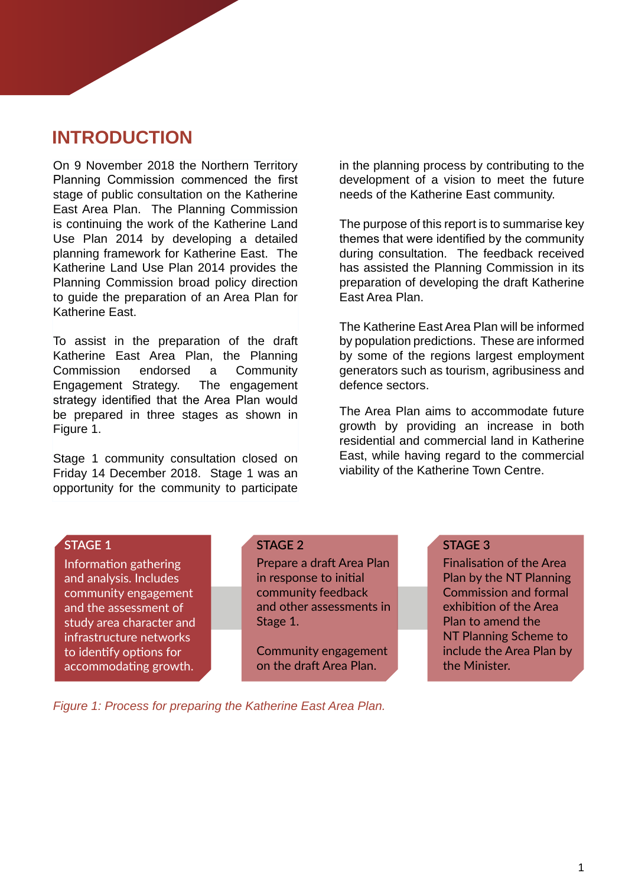# INTRODUCTION

On 9 November 2018 the Northern Territory Planning Commission commenced the first stage of public consultation on the Katherine East Area Plan. The Planning Commission is continuing the work of the Katherine Land Use Plan 2014 by developing a detailed planning framework for Katherine East. The Katherine Land Use Plan 2014 provides the Planning Commission broad policy direction to guide the preparation of an Area Plan for Katherine East.

To assist in the preparation of the draft Katherine East Area Plan, the Planning Commission endorsed a Community Engagement Strategy. The engagement strategy identified that the Area Plan would be prepared in three stages as shown in Figure 1.

Stage 1 community consultation closed on Friday 14 December 2018. Stage 1 was an opportunity for the community to participate in the planning process by contributing to the development of a vision to meet the future needs of the Katherine East community.

The purpose of this report is to summarise key themes that were identified by the community during consultation. The feedback received has assisted the Planning Commission in its preparation of developing the draft Katherine East Area Plan.

The Katherine East Area Plan will be informed by population predictions. These are informed by some of the regions largest employment generators such as tourism, agribusiness and defence sectors.

The Area Plan aims to accommodate future growth by providing an increase in both residential and commercial land in Katherine East, while having regard to the commercial viability of the Katherine Town Centre.

**STAGE 1**

Information gathering and analysis. Includes community engagement and the assessment of study area character and infrastructure networks to identify options for accommodating growth.

**STAGE 2**

Prepare a draft Area Plan in response to initial community feedback and other assessments in Stage 1.

Community engagement on the draft Area Plan.

**STAGE 3**

Finalisation of the Area Plan by the NT Planning Commission and formal exhibition of the Area Plan to amend the NT Planning Scheme to include the Area Plan by the Minister.

*Figure 1: Process for preparing the Katherine East Area Plan.*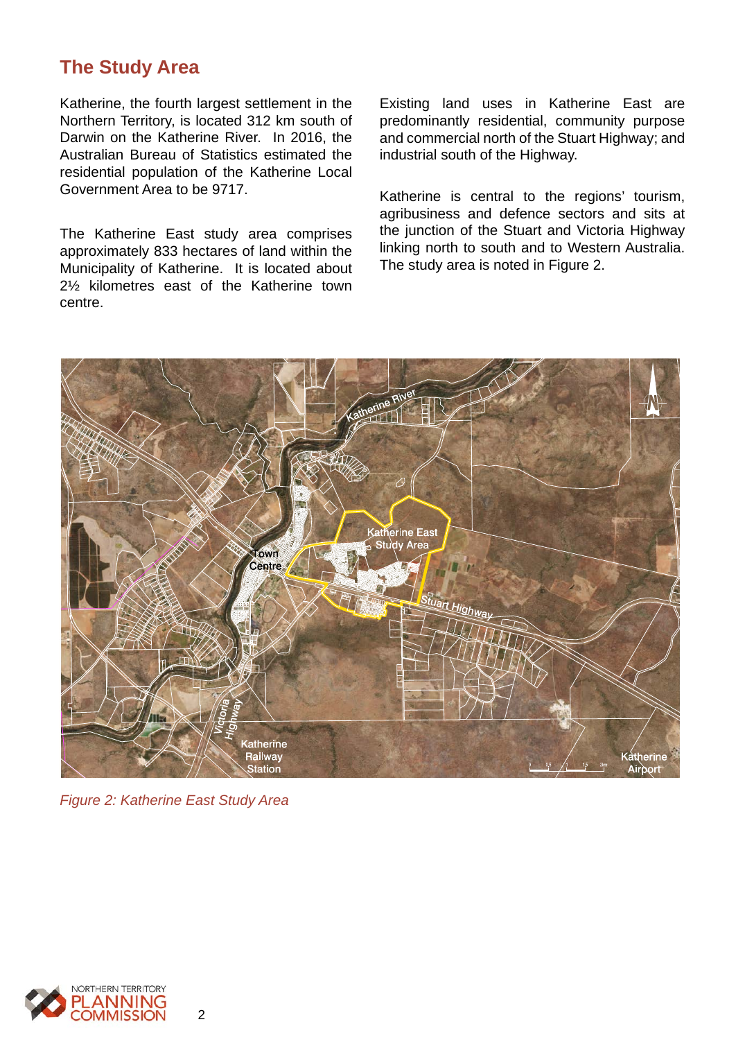## The Study Area

Katherine, the fourth largest settlement in the Northern Territory, is located 312 km south of Darwin on the Katherine River. In 2016, the Australian Bureau of Statistics estimated the residential population of the Katherine Local Government Area to be 9717.

The Katherine East study area comprises approximately 833 hectares of land within the Municipality of Katherine. It is located about 2½ kilometres east of the Katherine town centre.

Existing land uses in Katherine East are predominantly residential, community purpose and commercial north of the Stuart Highway; and industrial south of the Highway.

Katherine is central to the regions' tourism, agribusiness and defence sectors and sits at the junction of the Stuart and Victoria Highway linking north to south and to Western Australia. The study area is noted in Figure 2.

*Figure 2: Katherine East Study Area*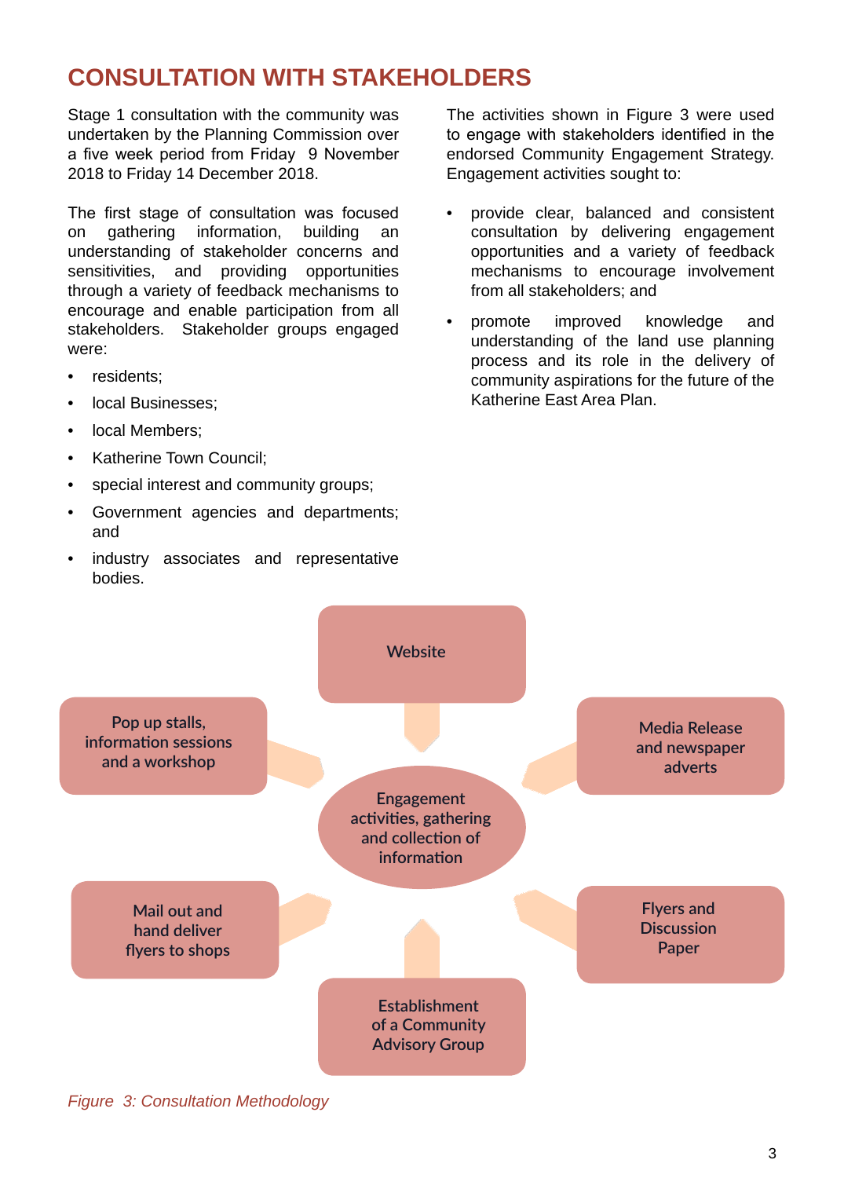## CONSULTATION WITH STAKEHOLDERS

Stage 1 consultation with the community was undertaken by the Planning Commission over a five week period from Friday 9 November 2018 to Friday 14 December 2018.

The first stage of consultation was focused on gathering information, building an understanding of stakeholder concerns and sensitivities, and providing opportunities through a variety of feedback mechanisms to encourage and enable participation from all stakeholders. Stakeholder groups engaged were:

- residents;
- local Businesses;
- local Members;
- Katherine Town Council;
- special interest and community groups;
- Government agencies and departments; and
- industry associates and representative bodies.

The activities shown in Figure 3 were used to engage with stakeholders identified in the endorsed Community Engagement Strategy. Engagement activities sought to:

- provide clear, balanced and consistent consultation by delivering engagement opportunities and a variety of feedback mechanisms to encourage involvement from all stakeholders; and
- promote improved knowledge and understanding of the land use planning process and its role in the delivery of community aspirations for the future of the Katherine East Area Plan.

Engagement activities, gathering and collection of information:

- Website
- Media Release and newspaper adverts
- Flyers and Discussion Paper
- Establishment of a Community Advisory Group
- Mail out and hand deliver flyers to shops
- Pop up stalls, information sessions and a workshop

*Figure 3: Consultation Methodology*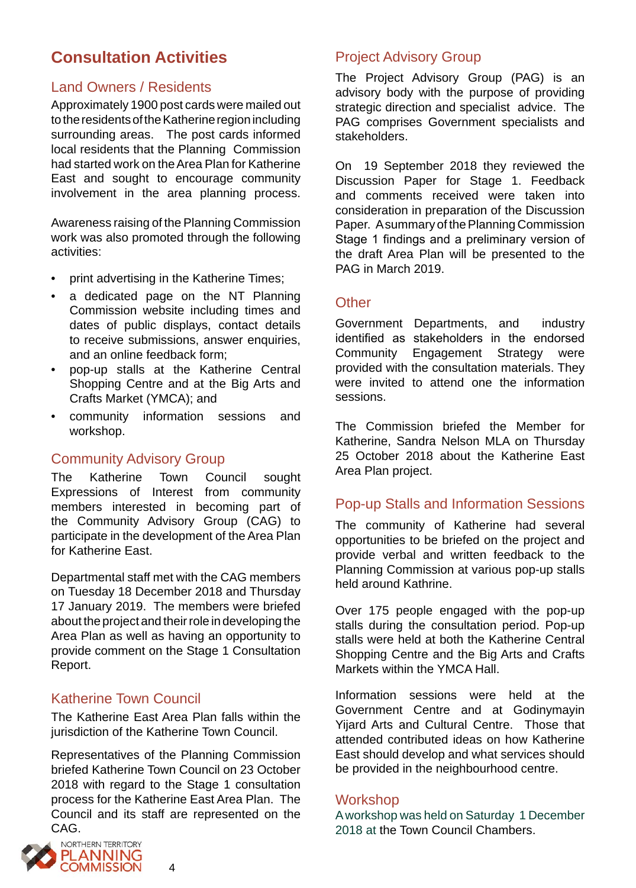# Consultation Activities

## Land Owners / Residents

Approximately 1900 post cards were mailed out to the residents of the Katherine region including surrounding areas. The post cards informed local residents that the Planning Commission had started work on the Area Plan for Katherine East and sought to encourage community involvement in the area planning process.

Awareness raising of the Planning Commission work was also promoted through the following activities:

- print advertising in the Katherine Times;
- a dedicated page on the NT Planning Commission website including times and dates of public displays, contact details to receive submissions, answer enquiries, and an online feedback form;
- pop-up stalls at the Katherine Central Shopping Centre and at the Big Arts and Crafts Market (YMCA); and
- community information sessions and workshop.

## Community Advisory Group

The Katherine Town Council sought Expressions of Interest from community members interested in becoming part of the Community Advisory Group (CAG) to participate in the development of the Area Plan for Katherine East.

Departmental staff met with the CAG members on Tuesday 18 December 2018 and Thursday 17 January 2019. The members were briefed about the project and their role in developing the Area Plan as well as having an opportunity to provide comment on the Stage 1 Consultation Report.

## Katherine Town Council

The Katherine East Area Plan falls within the jurisdiction of the Katherine Town Council.

Representatives of the Planning Commission briefed Katherine Town Council on 23 October 2018 with regard to the Stage 1 consultation process for the Katherine East Area Plan. The Council and its staff are represented on the CAG.

## Project Advisory Group

The Project Advisory Group (PAG) is an advisory body with the purpose of providing strategic direction and specialist advice. The PAG comprises Government specialists and stakeholders.

On 19 September 2018 they reviewed the Discussion Paper for Stage 1. Feedback and comments received were taken into consideration in preparation of the Discussion Paper. A summary of the Planning Commission Stage 1 findings and a preliminary version of the draft Area Plan will be presented to the PAG in March 2019.

## Other

Government Departments, and industry identified as stakeholders in the endorsed Community Engagement Strategy were provided with the consultation materials. They were invited to attend one the information sessions.

The Commission briefed the Member for Katherine, Sandra Nelson MLA on Thursday 25 October 2018 about the Katherine East Area Plan project.

## Pop-up Stalls and Information Sessions

The community of Katherine had several opportunities to be briefed on the project and provide verbal and written feedback to the Planning Commission at various pop-up stalls held around Kathrine.

Over 175 people engaged with the pop-up stalls during the consultation period. Pop-up stalls were held at both the Katherine Central Shopping Centre and the Big Arts and Crafts Markets within the YMCA Hall.

Information sessions were held at the Government Centre and at Godinymayin Yijard Arts and Cultural Centre. Those that attended contributed ideas on how Katherine East should develop and what services should be provided in the neighbourhood centre.

## Workshop

A workshop was held on Saturday 1 December 2018 at the Town Council Chambers.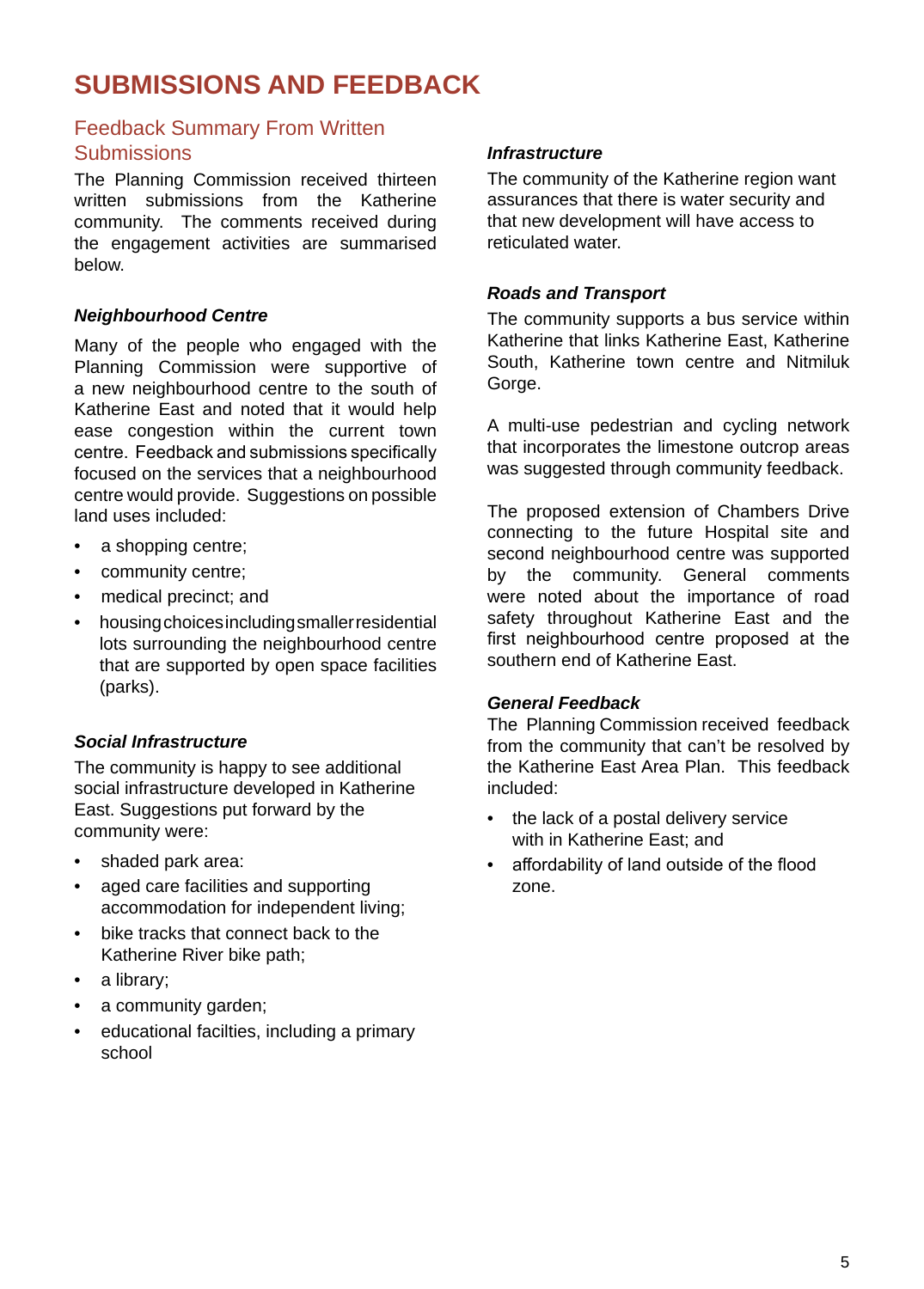# SUBMISSIONS AND FEEDBACK

## Feedback Summary From Written Submissions

The Planning Commission received thirteen written submissions from the Katherine community. The comments received during the engagement activities are summarised below.

### *Neighbourhood Centre*

Many of the people who engaged with the Planning Commission were supportive of a new neighbourhood centre to the south of Katherine East and noted that it would help ease congestion within the current town centre. Feedback and submissions specifically focused on the services that a neighbourhood centre would provide. Suggestions on possible land uses included:

- a shopping centre;
- community centre;
- medical precinct; and
- housing choices including smaller residential lots surrounding the neighbourhood centre that are supported by open space facilities (parks).

### *Social Infrastructure*

The community is happy to see additional social infrastructure developed in Katherine East. Suggestions put forward by the community were:

- shaded park area:
- aged care facilities and supporting accommodation for independent living;
- bike tracks that connect back to the Katherine River bike path;
- a library;
- a community garden;
- educational facilties, including a primary school

### *Infrastructure*

The community of the Katherine region want assurances that there is water security and that new development will have access to reticulated water.

### *Roads and Transport*

The community supports a bus service within Katherine that links Katherine East, Katherine South, Katherine town centre and Nitmiluk Gorge.

A multi-use pedestrian and cycling network that incorporates the limestone outcrop areas was suggested through community feedback.

The proposed extension of Chambers Drive connecting to the future Hospital site and second neighbourhood centre was supported by the community. General comments were noted about the importance of road safety throughout Katherine East and the first neighbourhood centre proposed at the southern end of Katherine East.

### *General Feedback*

The Planning Commission received feedback from the community that can't be resolved by the Katherine East Area Plan. This feedback included:

- the lack of a postal delivery service with in Katherine East; and
- affordability of land outside of the flood zone.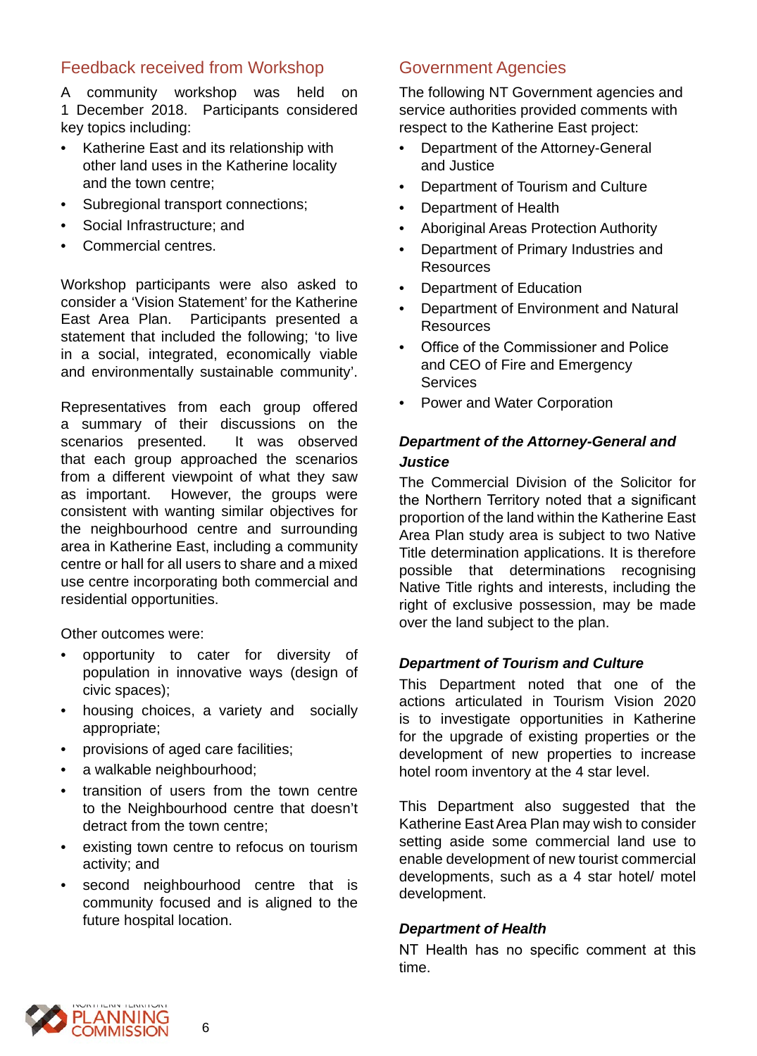## Feedback received from Workshop

A community workshop was held on 1 December 2018. Participants considered key topics including:

- Katherine East and its relationship with other land uses in the Katherine locality and the town centre;
- Subregional transport connections;
- Social Infrastructure; and
- Commercial centres.

Workshop participants were also asked to consider a 'Vision Statement' for the Katherine East Area Plan. Participants presented a statement that included the following; 'to live in a social, integrated, economically viable and environmentally sustainable community'.

Representatives from each group offered a summary of their discussions on the scenarios presented. It was observed that each group approached the scenarios from a different viewpoint of what they saw as important. However, the groups were consistent with wanting similar objectives for the neighbourhood centre and surrounding area in Katherine East, including a community centre or hall for all users to share and a mixed use centre incorporating both commercial and residential opportunities.

Other outcomes were:

- opportunity to cater for diversity of population in innovative ways (design of civic spaces);
- housing choices, a variety and socially appropriate;
- provisions of aged care facilities;
- a walkable neighbourhood;
- transition of users from the town centre to the Neighbourhood centre that doesn't detract from the town centre;
- existing town centre to refocus on tourism activity; and
- second neighbourhood centre that is community focused and is aligned to the future hospital location.

## Government Agencies

The following NT Government agencies and service authorities provided comments with respect to the Katherine East project:

- Department of the Attorney-General and Justice
- Department of Tourism and Culture
- Department of Health
- Aboriginal Areas Protection Authority
- Department of Primary Industries and Resources
- Department of Education
- Department of Environment and Natural Resources
- Office of the Commissioner and Police and CEO of Fire and Emergency Services
- Power and Water Corporation

### *Department of the Attorney-General and Justice*

The Commercial Division of the Solicitor for the Northern Territory noted that a significant proportion of the land within the Katherine East Area Plan study area is subject to two Native Title determination applications. It is therefore possible that determinations recognising Native Title rights and interests, including the right of exclusive possession, may be made over the land subject to the plan.

### *Department of Tourism and Culture*

This Department noted that one of the actions articulated in Tourism Vision 2020 is to investigate opportunities in Katherine for the upgrade of existing properties or the development of new properties to increase hotel room inventory at the 4 star level.

This Department also suggested that the Katherine East Area Plan may wish to consider setting aside some commercial land use to enable development of new tourist commercial developments, such as a 4 star hotel/ motel development.

### *Department of Health*

NT Health has no specific comment at this time.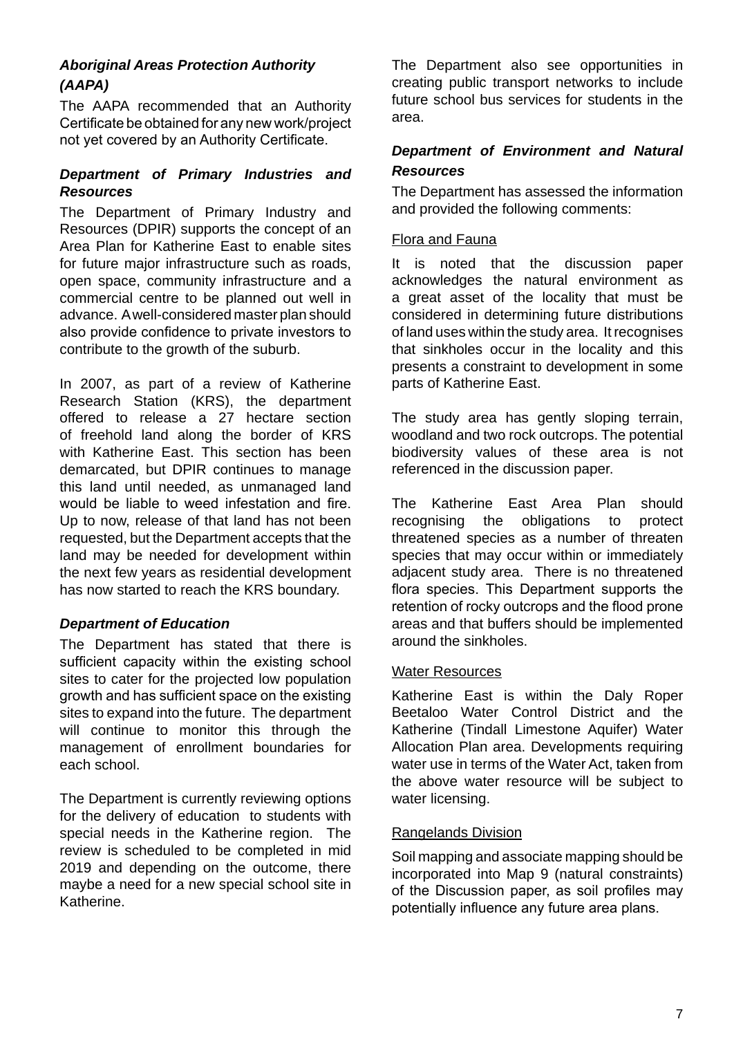### *Aboriginal Areas Protection Authority (AAPA)*

The AAPA recommended that an Authority Certificate be obtained for any new work/project not yet covered by an Authority Certificate.

### *Department of Primary Industries and Resources*

The Department of Primary Industry and Resources (DPIR) supports the concept of an Area Plan for Katherine East to enable sites for future major infrastructure such as roads, open space, community infrastructure and a commercial centre to be planned out well in advance. A well-considered master plan should also provide confidence to private investors to contribute to the growth of the suburb.

In 2007, as part of a review of Katherine Research Station (KRS), the department offered to release a 27 hectare section of freehold land along the border of KRS with Katherine East. This section has been demarcated, but DPIR continues to manage this land until needed, as unmanaged land would be liable to weed infestation and fire. Up to now, release of that land has not been requested, but the Department accepts that the land may be needed for development within the next few years as residential development has now started to reach the KRS boundary.

### *Department of Education*

The Department has stated that there is sufficient capacity within the existing school sites to cater for the projected low population growth and has sufficient space on the existing sites to expand into the future. The department will continue to monitor this through the management of enrollment boundaries for each school.

The Department is currently reviewing options for the delivery of education to students with special needs in the Katherine region. The review is scheduled to be completed in mid 2019 and depending on the outcome, there maybe a need for a new special school site in Katherine.

The Department also see opportunities in creating public transport networks to include future school bus services for students in the area.

### *Department of Environment and Natural Resources*

The Department has assessed the information and provided the following comments:

<u>Flora and Fauna</u>

It is noted that the discussion paper acknowledges the natural environment as a great asset of the locality that must be considered in determining future distributions of land uses within the study area. It recognises that sinkholes occur in the locality and this presents a constraint to development in some parts of Katherine East.

The study area has gently sloping terrain, woodland and two rock outcrops. The potential biodiversity values of these area is not referenced in the discussion paper.

The Katherine East Area Plan should recognising the obligations to protect threatened species as a number of threaten species that may occur within or immediately adjacent study area. There is no threatened flora species. This Department supports the retention of rocky outcrops and the flood prone areas and that buffers should be implemented around the sinkholes.

<u>Water Resources</u>

Katherine East is within the Daly Roper Beetaloo Water Control District and the Katherine (Tindall Limestone Aquifer) Water Allocation Plan area. Developments requiring water use in terms of the Water Act, taken from the above water resource will be subject to water licensing.

<u>Rangelands Division</u>

Soil mapping and associate mapping should be incorporated into Map 9 (natural constraints) of the Discussion paper, as soil profiles may potentially influence any future area plans.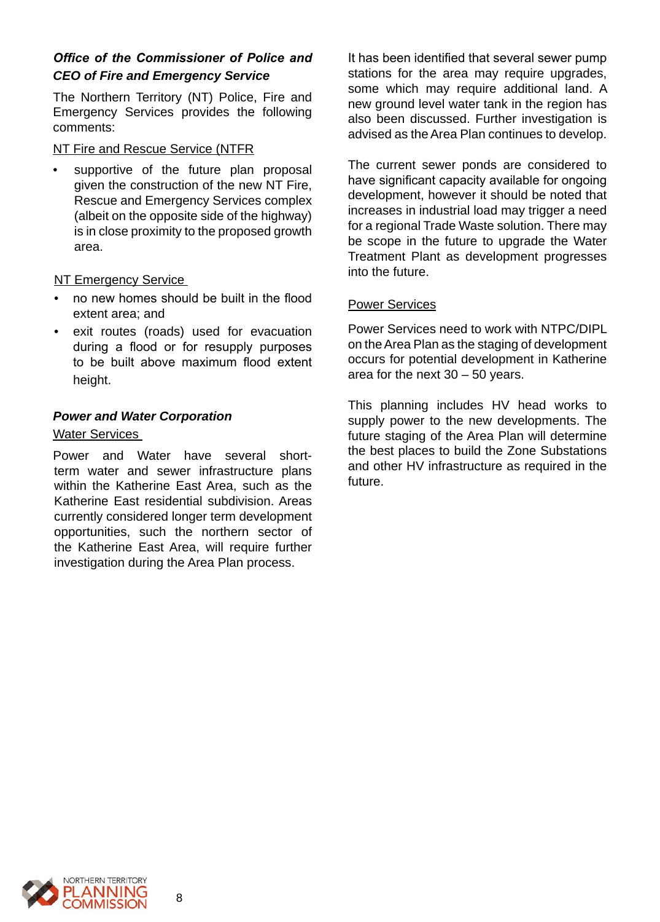***Office of the Commissioner of Police and CEO of Fire and Emergency Service***

The Northern Territory (NT) Police, Fire and Emergency Services provides the following comments:

NT Fire and Rescue Service (NTFR

- supportive of the future plan proposal given the construction of the new NT Fire, Rescue and Emergency Services complex (albeit on the opposite side of the highway) is in close proximity to the proposed growth area.

NT Emergency Service

- no new homes should be built in the flood extent area; and
- exit routes (roads) used for evacuation during a flood or for resupply purposes to be built above maximum flood extent height.

***Power and Water Corporation***

Water Services

Power and Water have several short-term water and sewer infrastructure plans within the Katherine East Area, such as the Katherine East residential subdivision. Areas currently considered longer term development opportunities, such the northern sector of the Katherine East Area, will require further investigation during the Area Plan process.

It has been identified that several sewer pump stations for the area may require upgrades, some which may require additional land. A new ground level water tank in the region has also been discussed. Further investigation is advised as the Area Plan continues to develop.

The current sewer ponds are considered to have significant capacity available for ongoing development, however it should be noted that increases in industrial load may trigger a need for a regional Trade Waste solution. There may be scope in the future to upgrade the Water Treatment Plant as development progresses into the future.

Power Services

Power Services need to work with NTPC/DIPL on the Area Plan as the staging of development occurs for potential development in Katherine area for the next 30 – 50 years.

This planning includes HV head works to supply power to the new developments. The future staging of the Area Plan will determine the best places to build the Zone Substations and other HV infrastructure as required in the future.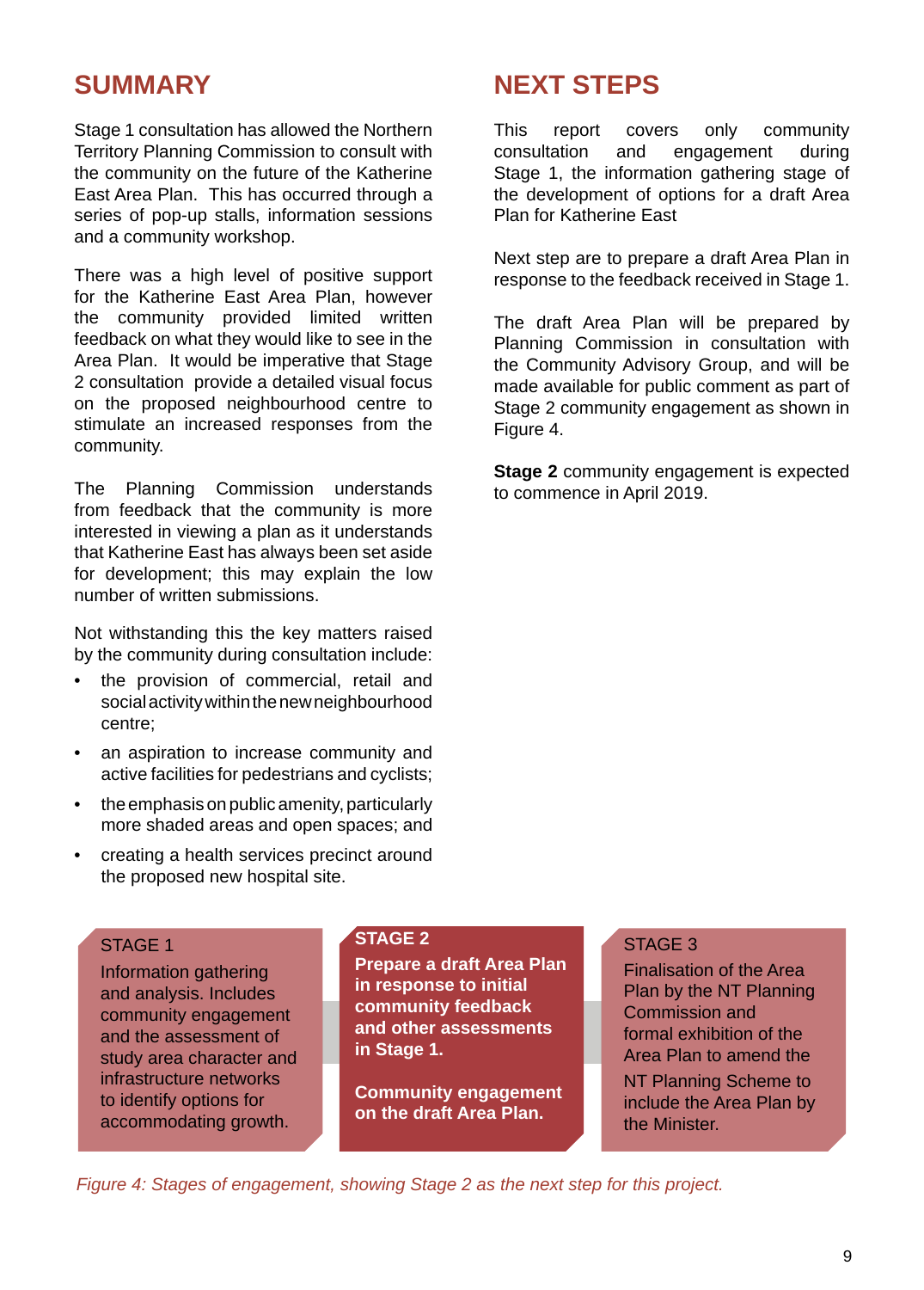## SUMMARY

Stage 1 consultation has allowed the Northern Territory Planning Commission to consult with the community on the future of the Katherine East Area Plan. This has occurred through a series of pop-up stalls, information sessions and a community workshop.

There was a high level of positive support for the Katherine East Area Plan, however the community provided limited written feedback on what they would like to see in the Area Plan. It would be imperative that Stage 2 consultation provide a detailed visual focus on the proposed neighbourhood centre to stimulate an increased responses from the community.

The Planning Commission understands from feedback that the community is more interested in viewing a plan as it understands that Katherine East has always been set aside for development; this may explain the low number of written submissions.

Not withstanding this the key matters raised by the community during consultation include:

- the provision of commercial, retail and social activity within the new neighbourhood centre;
- an aspiration to increase community and active facilities for pedestrians and cyclists;
- the emphasis on public amenity, particularly more shaded areas and open spaces; and
- creating a health services precinct around the proposed new hospital site.

## NEXT STEPS

This report covers only community consultation and engagement during Stage 1, the information gathering stage of the development of options for a draft Area Plan for Katherine East

Next step are to prepare a draft Area Plan in response to the feedback received in Stage 1.

The draft Area Plan will be prepared by Planning Commission in consultation with the Community Advisory Group, and will be made available for public comment as part of Stage 2 community engagement as shown in Figure 4.

**Stage 2** community engagement is expected to commence in April 2019.

**STAGE 1**

Information gathering and analysis. Includes community engagement and the assessment of study area character and infrastructure networks to identify options for accommodating growth.

**STAGE 2**

**Prepare a draft Area Plan in response to initial community feedback and other assessments in Stage 1.**

**Community engagement on the draft Area Plan.**

**STAGE 3**

Finalisation of the Area Plan by the NT Planning Commission and formal exhibition of the Area Plan to amend the NT Planning Scheme to include the Area Plan by the Minister.

*Figure 4: Stages of engagement, showing Stage 2 as the next step for this project.*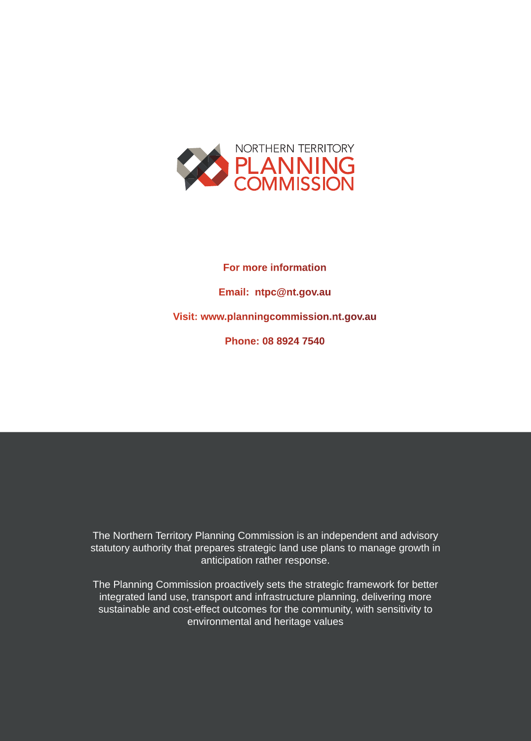NORTHERN TERRITORY
PLANNING
COMMISSION

**For more information**

**Email: ntpc@nt.gov.au**

**Visit: www.planningcommission.nt.gov.au**

**Phone: 08 8924 7540**

The Northern Territory Planning Commission is an independent and advisory statutory authority that prepares strategic land use plans to manage growth in anticipation rather response.

The Planning Commission proactively sets the strategic framework for better integrated land use, transport and infrastructure planning, delivering more sustainable and cost-effect outcomes for the community, with sensitivity to environmental and heritage values